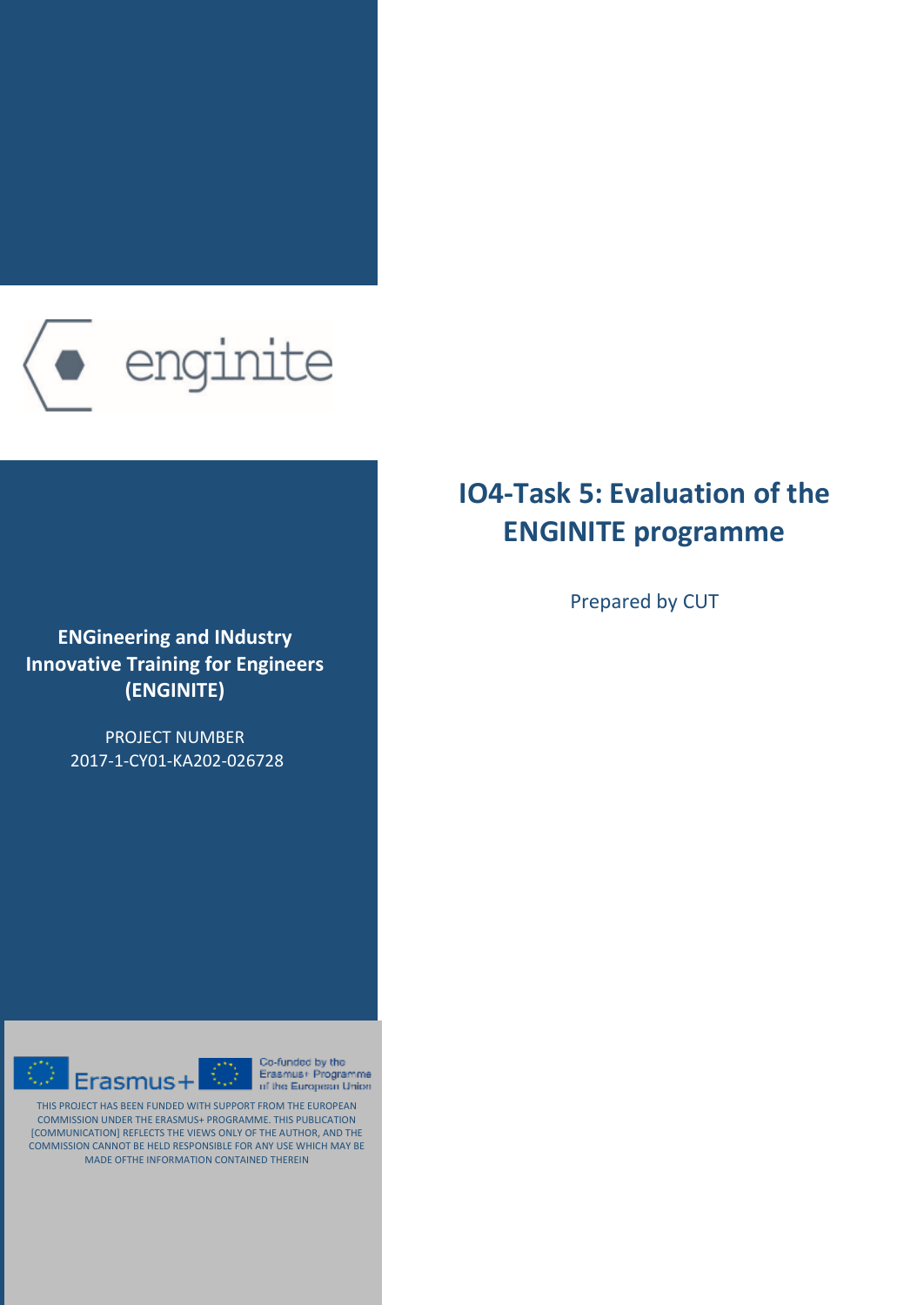enginite

# IO4-Task 5: Evaluation of the ENGINITE programme

Prepared by CUT

**ENGineering and INdustry Innovative Training for Engineers (ENGINITE)**

PROJECT NUMBER
2017-1-CY01-KA202-026728

Erasmus+

Co-funded by the Erasmus+ Programme of the European Union

THIS PROJECT HAS BEEN FUNDED WITH SUPPORT FROM THE EUROPEAN COMMISSION UNDER THE ERASMUS+ PROGRAMME. THIS PUBLICATION [COMMUNICATION] REFLECTS THE VIEWS ONLY OF THE AUTHOR, AND THE COMMISSION CANNOT BE HELD RESPONSIBLE FOR ANY USE WHICH MAY BE MADE OFTHE INFORMATION CONTAINED THEREIN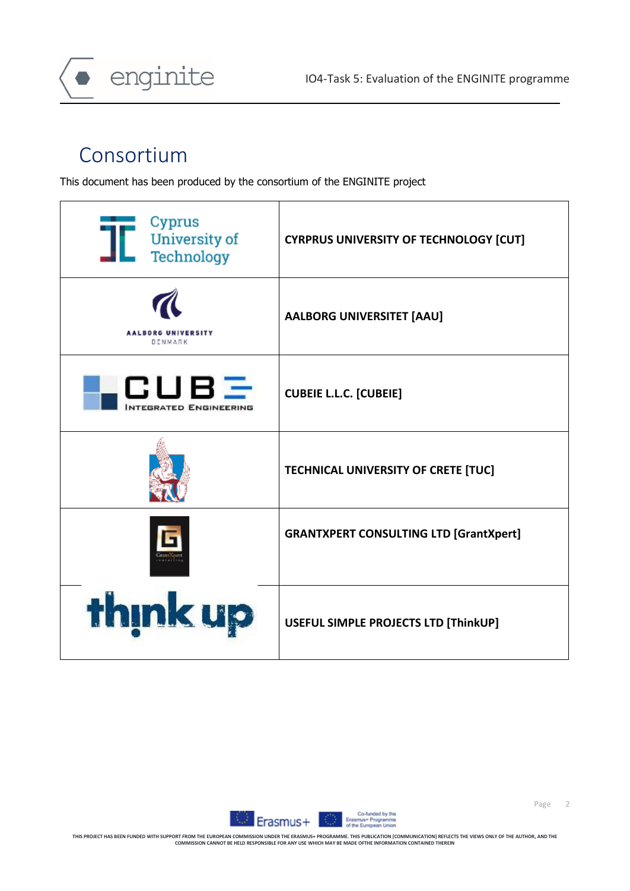# Consortium

This document has been produced by the consortium of the ENGINITE project

| | |
|---|---|
| Cyprus University of Technology | **CYRPRUS UNIVERSITY OF TECHNOLOGY [CUT]** |
| AALBORG UNIVERSITY DENMARK | **AALBORG UNIVERSITET [AAU]** |
| CUBE INTEGRATED ENGINEERING | **CUBEIE L.L.C. [CUBEIE]** |
| | **TECHNICAL UNIVERSITY OF CRETE [TUC]** |
| GrantXpert consulting | **GRANTXPERT CONSULTING LTD [GrantXpert]** |
| think up | **USEFUL SIMPLE PROJECTS LTD [ThinkUP]** |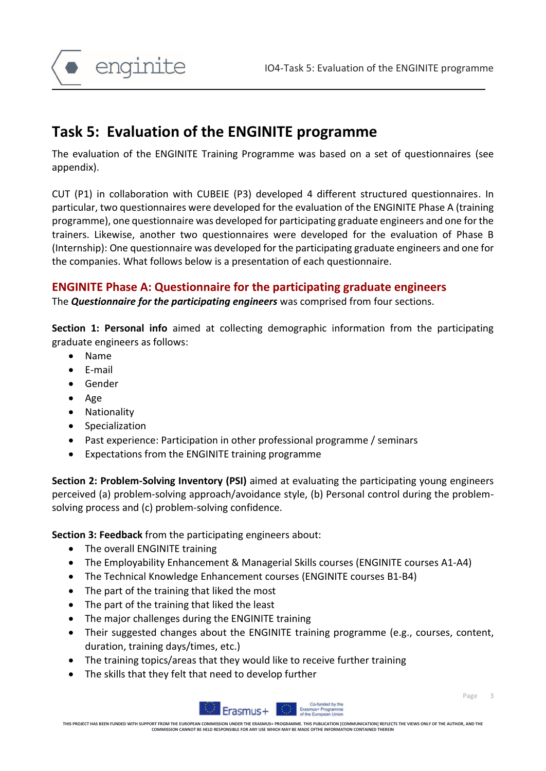# Task 5: Evaluation of the ENGINITE programme

The evaluation of the ENGINITE Training Programme was based on a set of questionnaires (see appendix).

CUT (P1) in collaboration with CUBEIE (P3) developed 4 different structured questionnaires. In particular, two questionnaires were developed for the evaluation of the ENGINITE Phase A (training programme), one questionnaire was developed for participating graduate engineers and one for the trainers. Likewise, another two questionnaires were developed for the evaluation of Phase B (Internship): One questionnaire was developed for the participating graduate engineers and one for the companies. What follows below is a presentation of each questionnaire.

## ENGINITE Phase A: Questionnaire for the participating graduate engineers

The ***Questionnaire for the participating engineers*** was comprised from four sections.

**Section 1: Personal info** aimed at collecting demographic information from the participating graduate engineers as follows:

- Name
- E-mail
- Gender
- Age
- Nationality
- Specialization
- Past experience: Participation in other professional programme / seminars
- Expectations from the ENGINITE training programme

**Section 2: Problem-Solving Inventory (PSI)** aimed at evaluating the participating young engineers perceived (a) problem-solving approach/avoidance style, (b) Personal control during the problem-solving process and (c) problem-solving confidence.

**Section 3: Feedback** from the participating engineers about:

- The overall ENGINITE training
- The Employability Enhancement & Managerial Skills courses (ENGINITE courses A1-A4)
- The Technical Knowledge Enhancement courses (ENGINITE courses B1-B4)
- The part of the training that liked the most
- The part of the training that liked the least
- The major challenges during the ENGINITE training
- Their suggested changes about the ENGINITE training programme (e.g., courses, content, duration, training days/times, etc.)
- The training topics/areas that they would like to receive further training
- The skills that they felt that need to develop further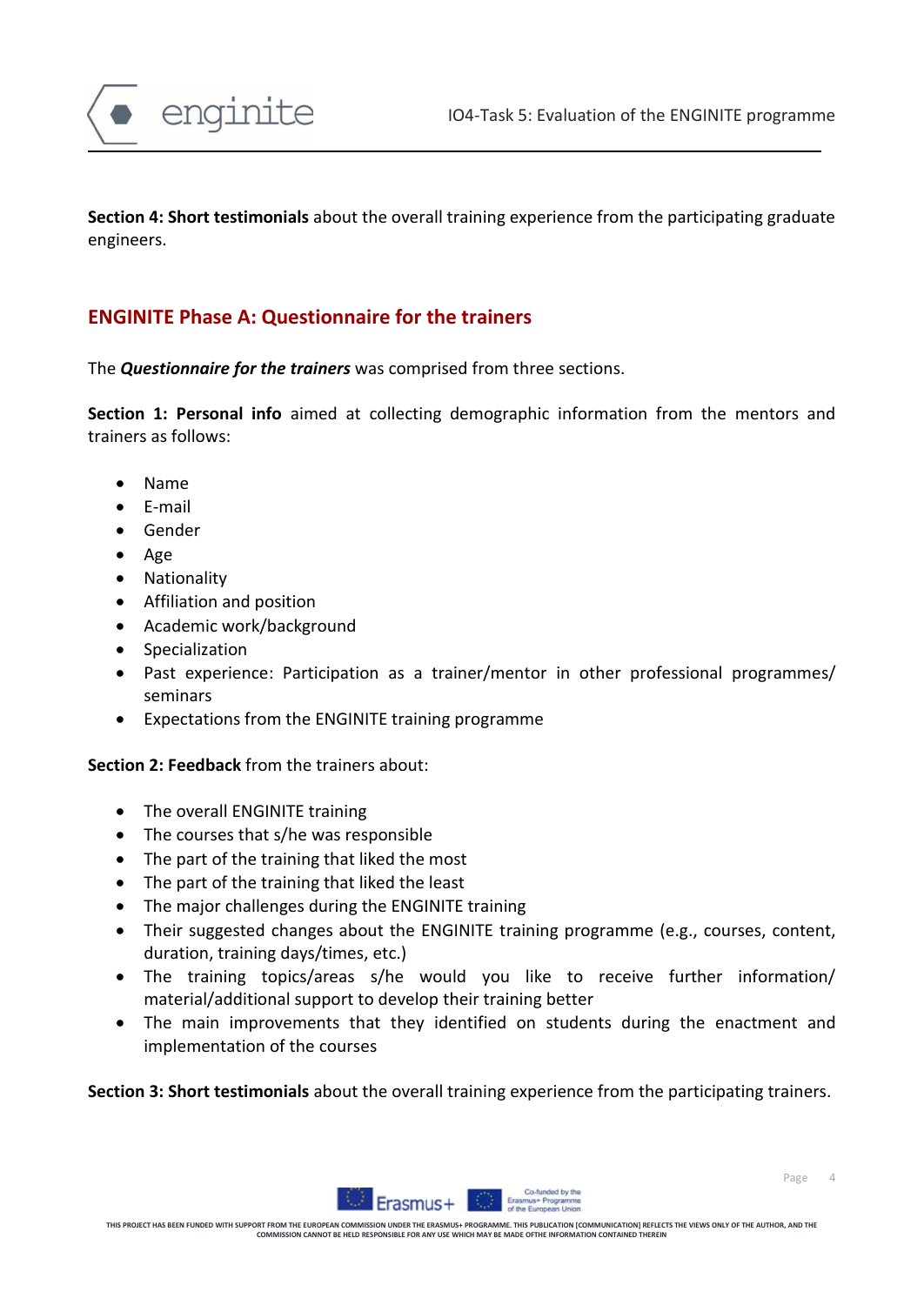**Section 4: Short testimonials** about the overall training experience from the participating graduate engineers.

## ENGINITE Phase A: Questionnaire for the trainers

The ***Questionnaire for the trainers*** was comprised from three sections.

**Section 1: Personal info** aimed at collecting demographic information from the mentors and trainers as follows:

- Name
- E-mail
- Gender
- Age
- Nationality
- Affiliation and position
- Academic work/background
- Specialization
- Past experience: Participation as a trainer/mentor in other professional programmes/ seminars
- Expectations from the ENGINITE training programme

**Section 2: Feedback** from the trainers about:

- The overall ENGINITE training
- The courses that s/he was responsible
- The part of the training that liked the most
- The part of the training that liked the least
- The major challenges during the ENGINITE training
- Their suggested changes about the ENGINITE training programme (e.g., courses, content, duration, training days/times, etc.)
- The training topics/areas s/he would you like to receive further information/ material/additional support to develop their training better
- The main improvements that they identified on students during the enactment and implementation of the courses

**Section 3: Short testimonials** about the overall training experience from the participating trainers.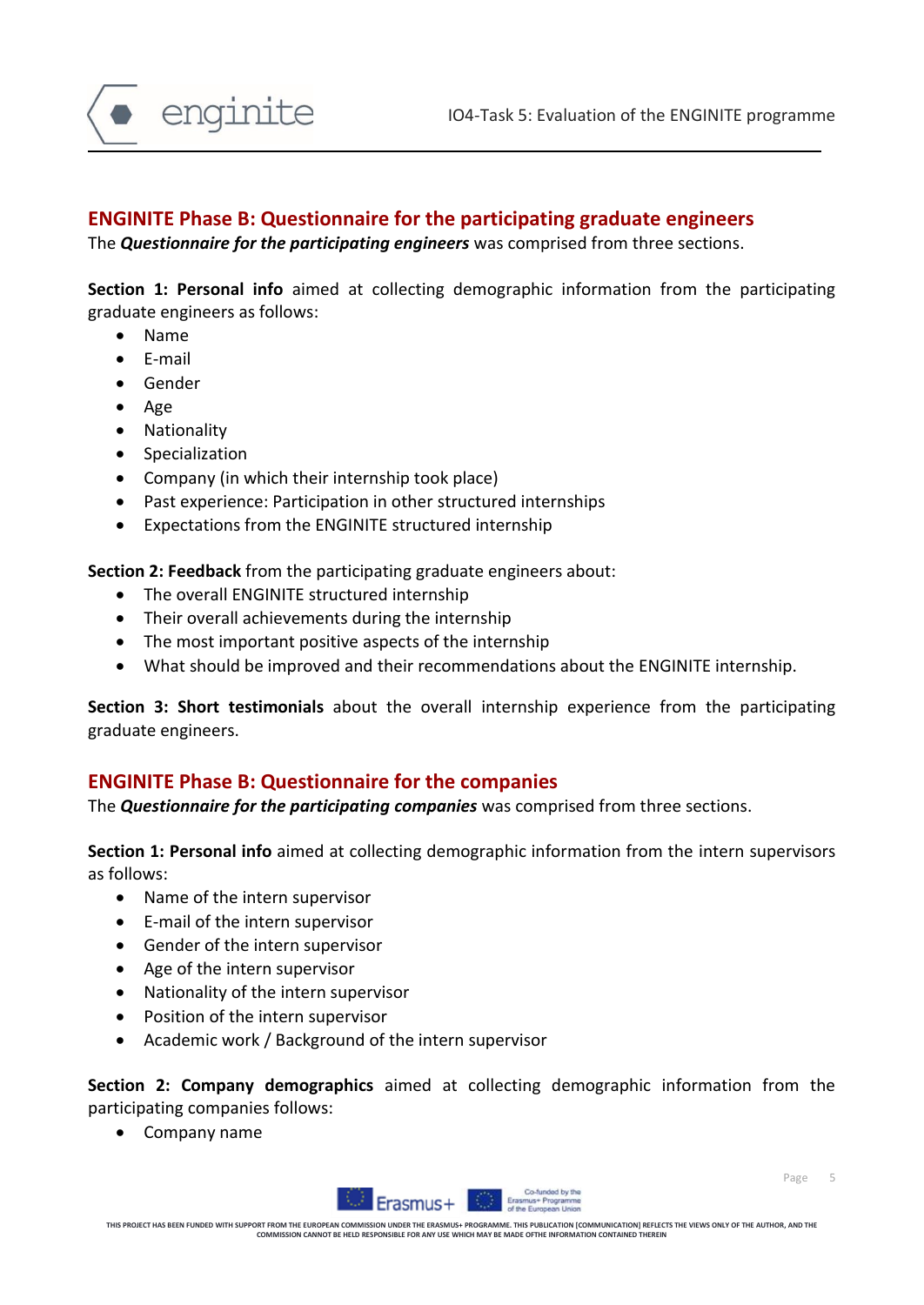## ENGINITE Phase B: Questionnaire for the participating graduate engineers

The ***Questionnaire for the participating engineers*** was comprised from three sections.

**Section 1: Personal info** aimed at collecting demographic information from the participating graduate engineers as follows:

- Name
- E-mail
- Gender
- Age
- Nationality
- Specialization
- Company (in which their internship took place)
- Past experience: Participation in other structured internships
- Expectations from the ENGINITE structured internship

**Section 2: Feedback** from the participating graduate engineers about:

- The overall ENGINITE structured internship
- Their overall achievements during the internship
- The most important positive aspects of the internship
- What should be improved and their recommendations about the ENGINITE internship.

**Section 3: Short testimonials** about the overall internship experience from the participating graduate engineers.

## ENGINITE Phase B: Questionnaire for the companies

The ***Questionnaire for the participating companies*** was comprised from three sections.

**Section 1: Personal info** aimed at collecting demographic information from the intern supervisors as follows:

- Name of the intern supervisor
- E-mail of the intern supervisor
- Gender of the intern supervisor
- Age of the intern supervisor
- Nationality of the intern supervisor
- Position of the intern supervisor
- Academic work / Background of the intern supervisor

**Section 2: Company demographics** aimed at collecting demographic information from the participating companies follows:

- Company name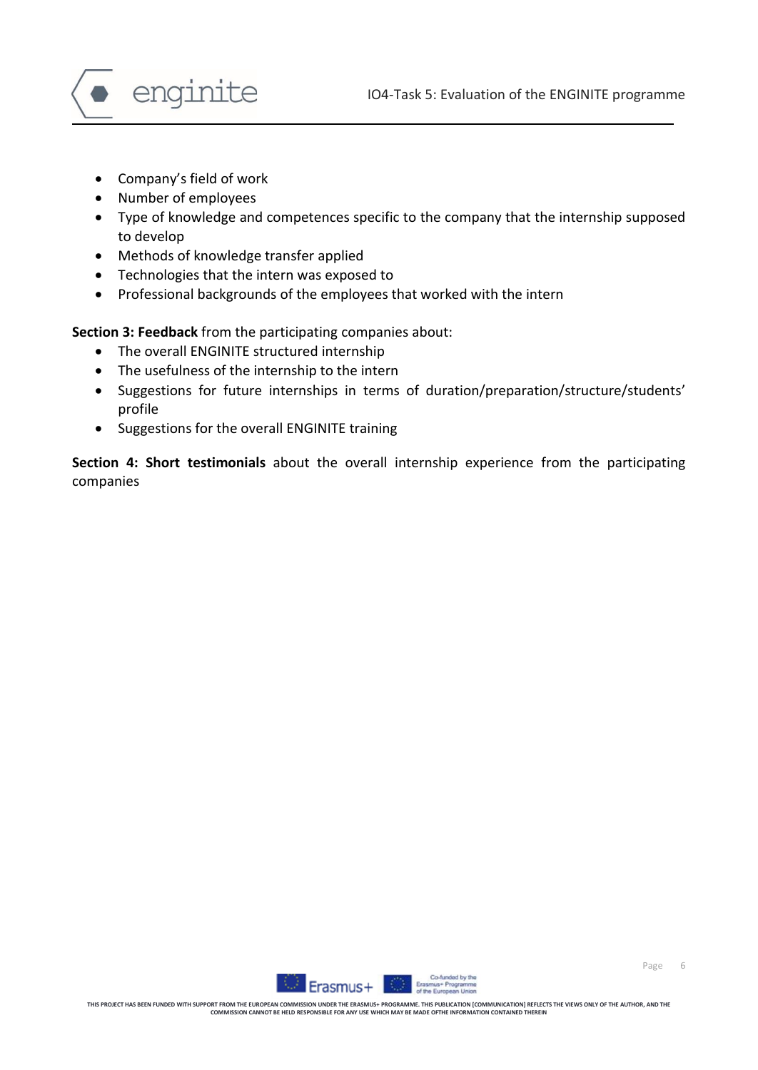- Company's field of work
- Number of employees
- Type of knowledge and competences specific to the company that the internship supposed to develop
- Methods of knowledge transfer applied
- Technologies that the intern was exposed to
- Professional backgrounds of the employees that worked with the intern

**Section 3: Feedback** from the participating companies about:

- The overall ENGINITE structured internship
- The usefulness of the internship to the intern
- Suggestions for future internships in terms of duration/preparation/structure/students' profile
- Suggestions for the overall ENGINITE training

**Section 4: Short testimonials** about the overall internship experience from the participating companies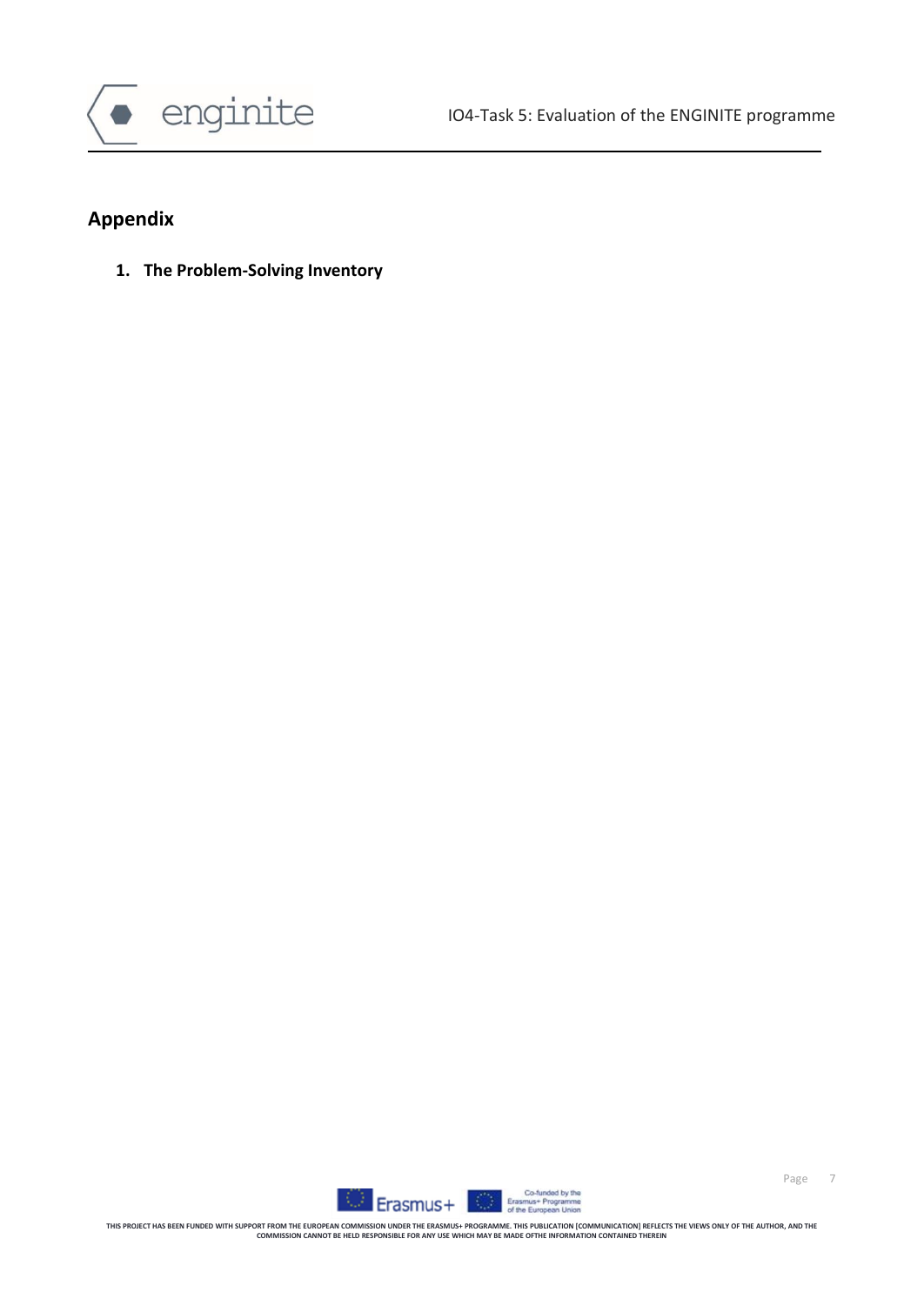## Appendix

1. **The Problem-Solving Inventory**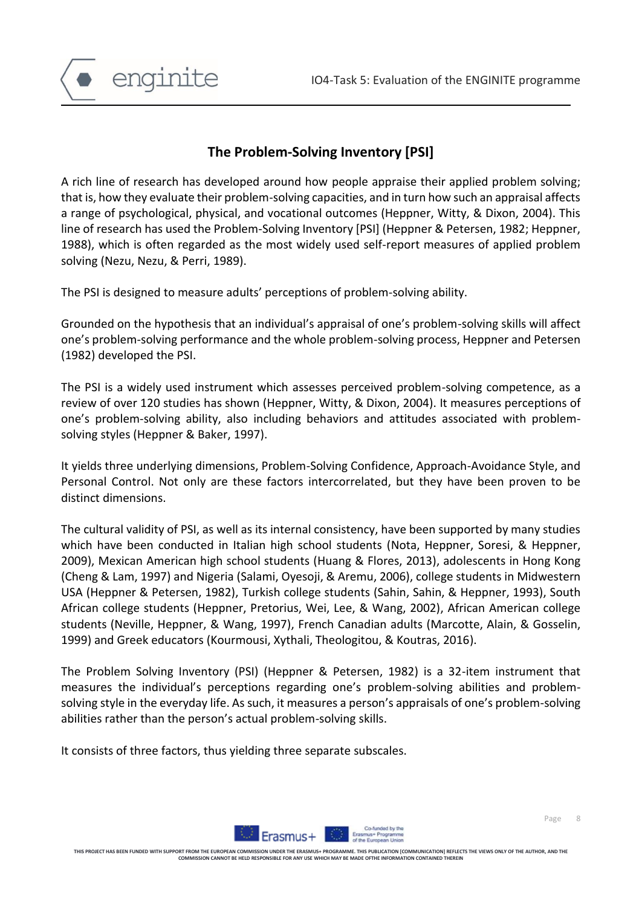## The Problem-Solving Inventory [PSI]

A rich line of research has developed around how people appraise their applied problem solving; that is, how they evaluate their problem-solving capacities, and in turn how such an appraisal affects a range of psychological, physical, and vocational outcomes (Heppner, Witty, & Dixon, 2004). This line of research has used the Problem-Solving Inventory [PSI] (Heppner & Petersen, 1982; Heppner, 1988), which is often regarded as the most widely used self-report measures of applied problem solving (Nezu, Nezu, & Perri, 1989).

The PSI is designed to measure adults' perceptions of problem-solving ability.

Grounded on the hypothesis that an individual's appraisal of one's problem-solving skills will affect one's problem-solving performance and the whole problem-solving process, Heppner and Petersen (1982) developed the PSI.

The PSI is a widely used instrument which assesses perceived problem-solving competence, as a review of over 120 studies has shown (Heppner, Witty, & Dixon, 2004). It measures perceptions of one's problem-solving ability, also including behaviors and attitudes associated with problem-solving styles (Heppner & Baker, 1997).

It yields three underlying dimensions, Problem-Solving Confidence, Approach-Avoidance Style, and Personal Control. Not only are these factors intercorrelated, but they have been proven to be distinct dimensions.

The cultural validity of PSI, as well as its internal consistency, have been supported by many studies which have been conducted in Italian high school students (Nota, Heppner, Soresi, & Heppner, 2009), Mexican American high school students (Huang & Flores, 2013), adolescents in Hong Kong (Cheng & Lam, 1997) and Nigeria (Salami, Oyesoji, & Aremu, 2006), college students in Midwestern USA (Heppner & Petersen, 1982), Turkish college students (Sahin, Sahin, & Heppner, 1993), South African college students (Heppner, Pretorius, Wei, Lee, & Wang, 2002), African American college students (Neville, Heppner, & Wang, 1997), French Canadian adults (Marcotte, Alain, & Gosselin, 1999) and Greek educators (Kourmousi, Xythali, Theologitou, & Koutras, 2016).

The Problem Solving Inventory (PSI) (Heppner & Petersen, 1982) is a 32-item instrument that measures the individual's perceptions regarding one's problem-solving abilities and problem-solving style in the everyday life. As such, it measures a person's appraisals of one's problem-solving abilities rather than the person's actual problem-solving skills.

It consists of three factors, thus yielding three separate subscales.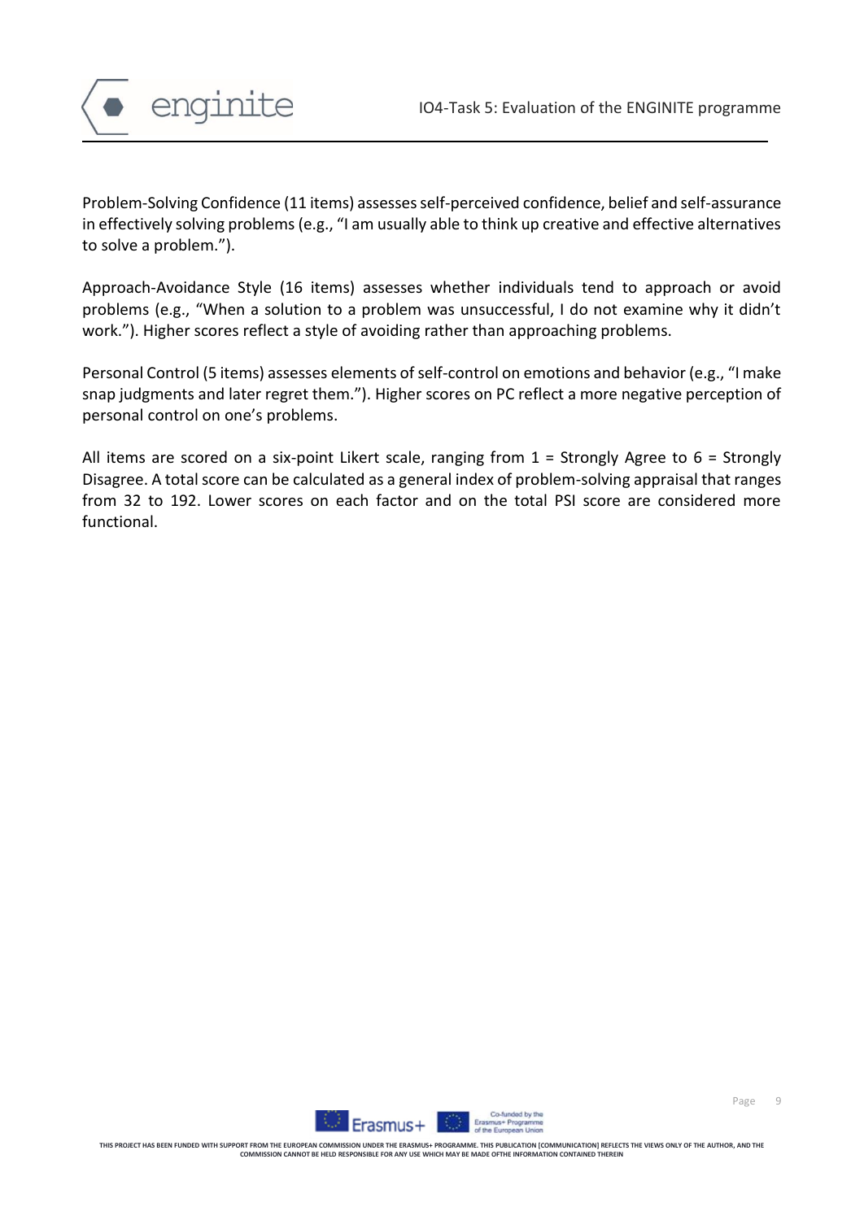Problem-Solving Confidence (11 items) assesses self-perceived confidence, belief and self-assurance in effectively solving problems (e.g., "I am usually able to think up creative and effective alternatives to solve a problem.").

Approach-Avoidance Style (16 items) assesses whether individuals tend to approach or avoid problems (e.g., "When a solution to a problem was unsuccessful, I do not examine why it didn't work."). Higher scores reflect a style of avoiding rather than approaching problems.

Personal Control (5 items) assesses elements of self-control on emotions and behavior (e.g., "I make snap judgments and later regret them."). Higher scores on PC reflect a more negative perception of personal control on one's problems.

All items are scored on a six-point Likert scale, ranging from 1 = Strongly Agree to 6 = Strongly Disagree. A total score can be calculated as a general index of problem-solving appraisal that ranges from 32 to 192. Lower scores on each factor and on the total PSI score are considered more functional.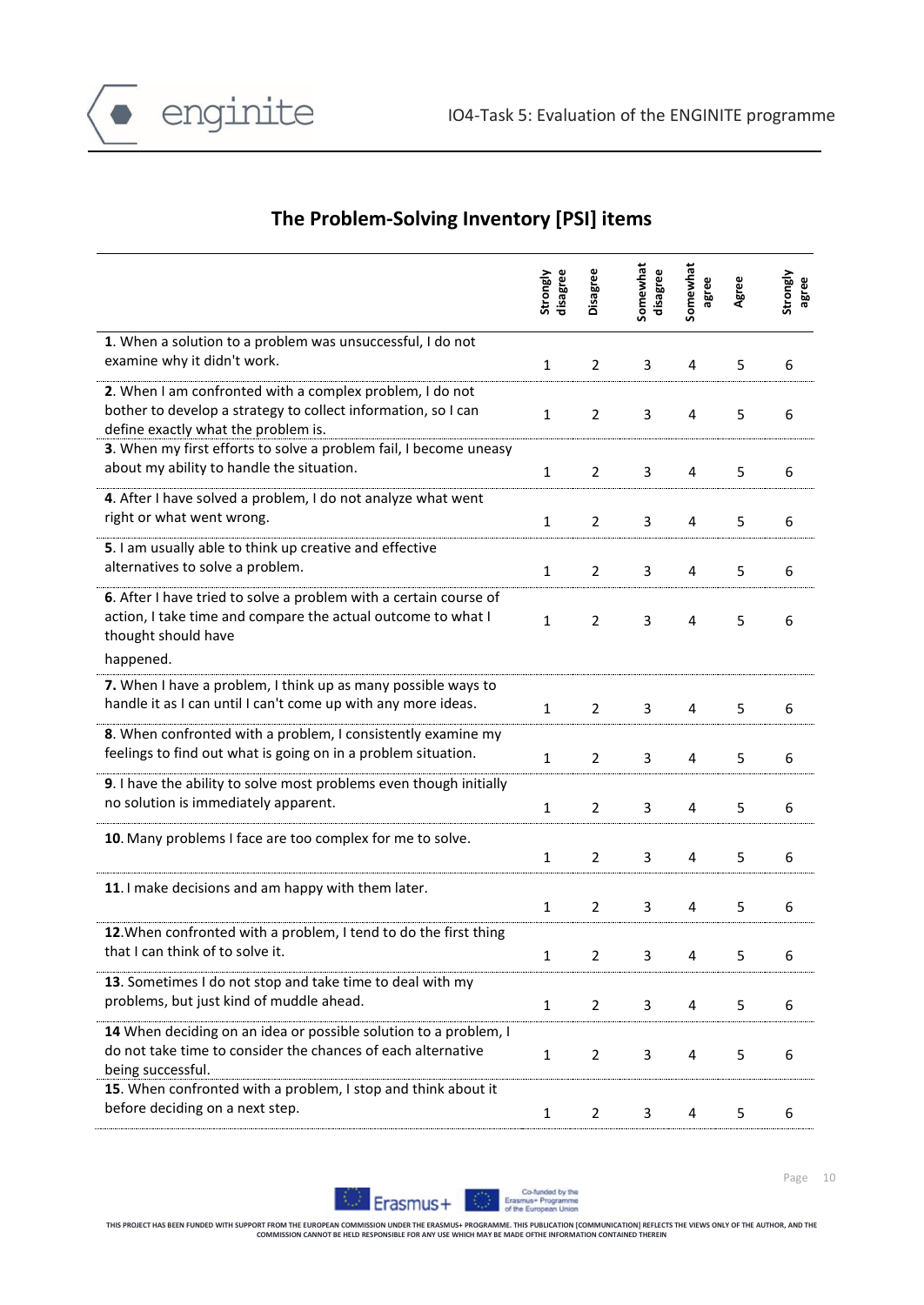## The Problem-Solving Inventory [PSI] items

| | Strongly disagree | Disagree | Somewhat disagree | Somewhat agree | Agree | Strongly agree |
|---|---|---|---|---|---|---|
| **1**. When a solution to a problem was unsuccessful, I do not examine why it didn't work. | 1 | 2 | 3 | 4 | 5 | 6 |
| **2**. When I am confronted with a complex problem, I do not bother to develop a strategy to collect information, so I can define exactly what the problem is. | 1 | 2 | 3 | 4 | 5 | 6 |
| **3**. When my first efforts to solve a problem fail, I become uneasy about my ability to handle the situation. | 1 | 2 | 3 | 4 | 5 | 6 |
| **4**. After I have solved a problem, I do not analyze what went right or what went wrong. | 1 | 2 | 3 | 4 | 5 | 6 |
| **5**. I am usually able to think up creative and effective alternatives to solve a problem. | 1 | 2 | 3 | 4 | 5 | 6 |
| **6**. After I have tried to solve a problem with a certain course of action, I take time and compare the actual outcome to what I thought should have happened. | 1 | 2 | 3 | 4 | 5 | 6 |
| **7.** When I have a problem, I think up as many possible ways to handle it as I can until I can't come up with any more ideas. | 1 | 2 | 3 | 4 | 5 | 6 |
| **8**. When confronted with a problem, I consistently examine my feelings to find out what is going on in a problem situation. | 1 | 2 | 3 | 4 | 5 | 6 |
| **9**. I have the ability to solve most problems even though initially no solution is immediately apparent. | 1 | 2 | 3 | 4 | 5 | 6 |
| **10**. Many problems I face are too complex for me to solve. | 1 | 2 | 3 | 4 | 5 | 6 |
| **11**. I make decisions and am happy with them later. | 1 | 2 | 3 | 4 | 5 | 6 |
| **12**.When confronted with a problem, I tend to do the first thing that I can think of to solve it. | 1 | 2 | 3 | 4 | 5 | 6 |
| **13**. Sometimes I do not stop and take time to deal with my problems, but just kind of muddle ahead. | 1 | 2 | 3 | 4 | 5 | 6 |
| **14** When deciding on an idea or possible solution to a problem, I do not take time to consider the chances of each alternative being successful. | 1 | 2 | 3 | 4 | 5 | 6 |
| **15**. When confronted with a problem, I stop and think about it before deciding on a next step. | 1 | 2 | 3 | 4 | 5 | 6 |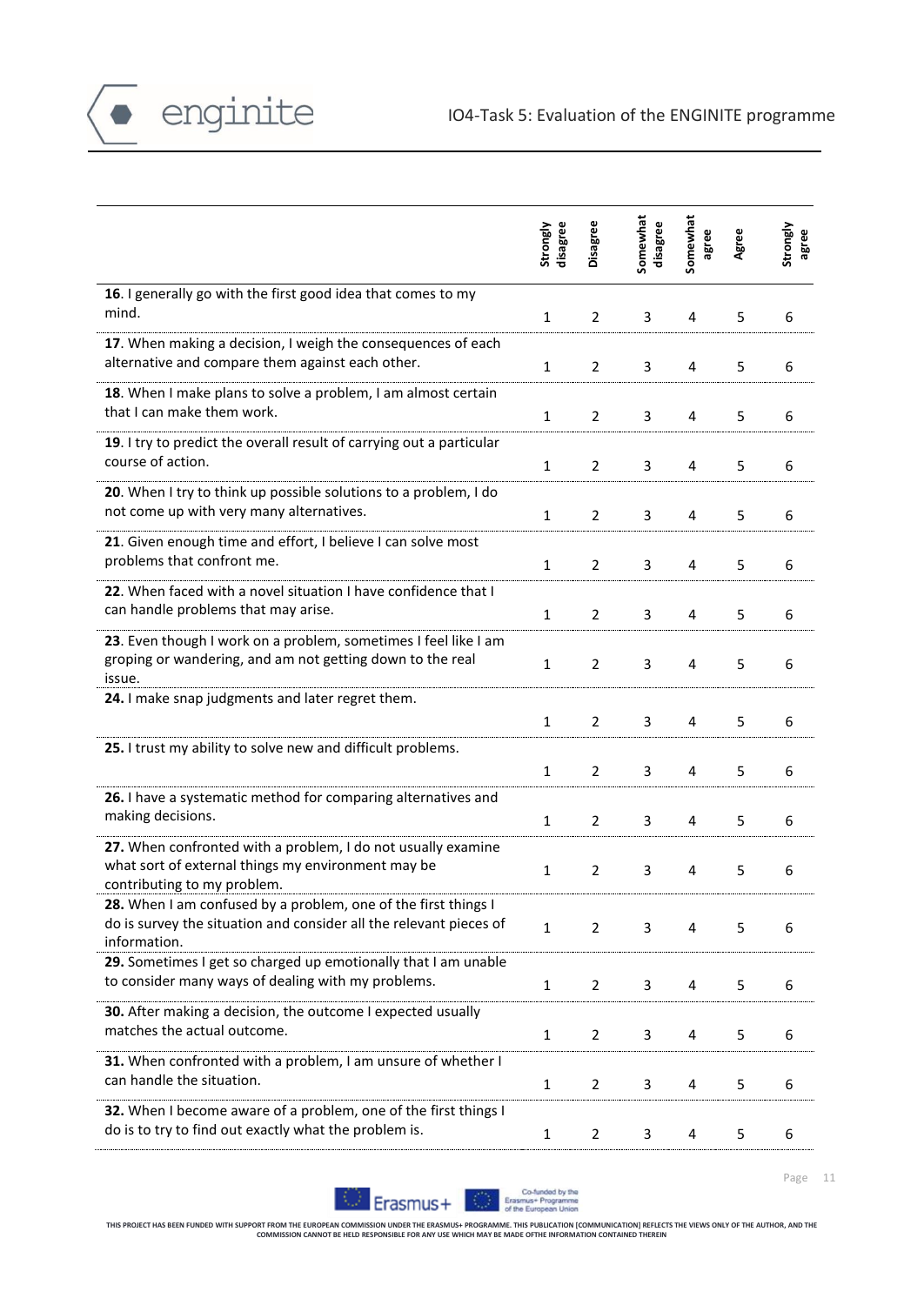| | Strongly disagree | Disagree | Somewhat disagree | Somewhat agree | Agree | Strongly agree |
|---|---|---|---|---|---|---|
| **16**. I generally go with the first good idea that comes to my mind. | 1 | 2 | 3 | 4 | 5 | 6 |
| **17**. When making a decision, I weigh the consequences of each alternative and compare them against each other. | 1 | 2 | 3 | 4 | 5 | 6 |
| **18**. When I make plans to solve a problem, I am almost certain that I can make them work. | 1 | 2 | 3 | 4 | 5 | 6 |
| **19**. I try to predict the overall result of carrying out a particular course of action. | 1 | 2 | 3 | 4 | 5 | 6 |
| **20**. When I try to think up possible solutions to a problem, I do not come up with very many alternatives. | 1 | 2 | 3 | 4 | 5 | 6 |
| **21**. Given enough time and effort, I believe I can solve most problems that confront me. | 1 | 2 | 3 | 4 | 5 | 6 |
| **22**. When faced with a novel situation I have confidence that I can handle problems that may arise. | 1 | 2 | 3 | 4 | 5 | 6 |
| **23**. Even though I work on a problem, sometimes I feel like I am groping or wandering, and am not getting down to the real issue. | 1 | 2 | 3 | 4 | 5 | 6 |
| **24.** I make snap judgments and later regret them. | 1 | 2 | 3 | 4 | 5 | 6 |
| **25.** I trust my ability to solve new and difficult problems. | 1 | 2 | 3 | 4 | 5 | 6 |
| **26.** I have a systematic method for comparing alternatives and making decisions. | 1 | 2 | 3 | 4 | 5 | 6 |
| **27.** When confronted with a problem, I do not usually examine what sort of external things my environment may be contributing to my problem. | 1 | 2 | 3 | 4 | 5 | 6 |
| **28.** When I am confused by a problem, one of the first things I do is survey the situation and consider all the relevant pieces of information. | 1 | 2 | 3 | 4 | 5 | 6 |
| **29.** Sometimes I get so charged up emotionally that I am unable to consider many ways of dealing with my problems. | 1 | 2 | 3 | 4 | 5 | 6 |
| **30.** After making a decision, the outcome I expected usually matches the actual outcome. | 1 | 2 | 3 | 4 | 5 | 6 |
| **31.** When confronted with a problem, I am unsure of whether I can handle the situation. | 1 | 2 | 3 | 4 | 5 | 6 |
| **32.** When I become aware of a problem, one of the first things I do is to try to find out exactly what the problem is. | 1 | 2 | 3 | 4 | 5 | 6 |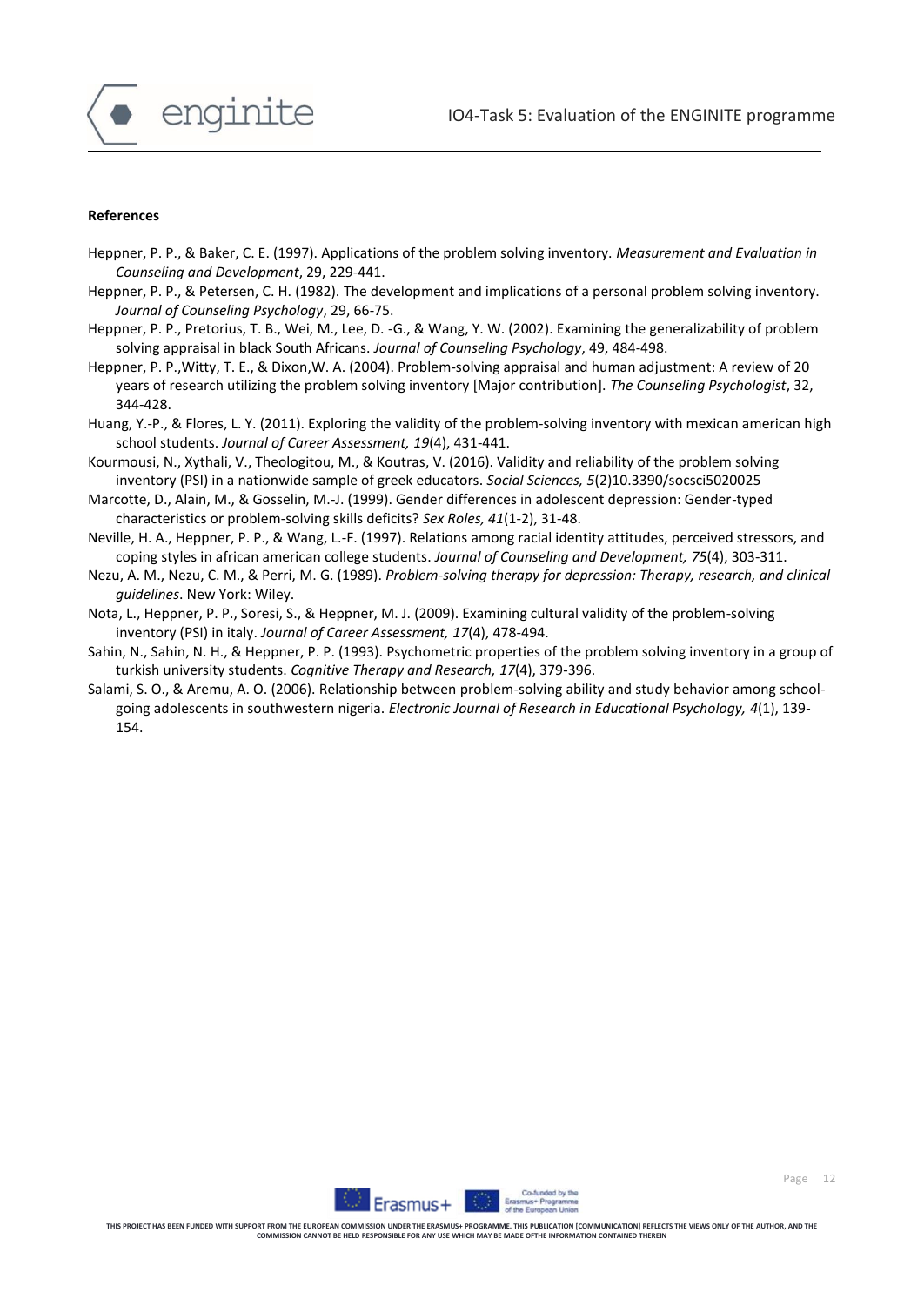**References**

Heppner, P. P., & Baker, C. E. (1997). Applications of the problem solving inventory. *Measurement and Evaluation in Counseling and Development*, 29, 229-441.

Heppner, P. P., & Petersen, C. H. (1982). The development and implications of a personal problem solving inventory. *Journal of Counseling Psychology*, 29, 66-75.

Heppner, P. P., Pretorius, T. B., Wei, M., Lee, D. -G., & Wang, Y. W. (2002). Examining the generalizability of problem solving appraisal in black South Africans. *Journal of Counseling Psychology*, 49, 484-498.

Heppner, P. P.,Witty, T. E., & Dixon,W. A. (2004). Problem-solving appraisal and human adjustment: A review of 20 years of research utilizing the problem solving inventory [Major contribution]. *The Counseling Psychologist*, 32, 344-428.

Huang, Y.-P., & Flores, L. Y. (2011). Exploring the validity of the problem-solving inventory with mexican american high school students. *Journal of Career Assessment, 19*(4), 431-441.

Kourmousi, N., Xythali, V., Theologitou, M., & Koutras, V. (2016). Validity and reliability of the problem solving inventory (PSI) in a nationwide sample of greek educators. *Social Sciences, 5*(2)10.3390/socsci5020025

Marcotte, D., Alain, M., & Gosselin, M.-J. (1999). Gender differences in adolescent depression: Gender-typed characteristics or problem-solving skills deficits? *Sex Roles, 41*(1-2), 31-48.

Neville, H. A., Heppner, P. P., & Wang, L.-F. (1997). Relations among racial identity attitudes, perceived stressors, and coping styles in african american college students. *Journal of Counseling and Development, 75*(4), 303-311.

Nezu, A. M., Nezu, C. M., & Perri, M. G. (1989). *Problem-solving therapy for depression: Therapy, research, and clinical guidelines*. New York: Wiley.

Nota, L., Heppner, P. P., Soresi, S., & Heppner, M. J. (2009). Examining cultural validity of the problem-solving inventory (PSI) in italy. *Journal of Career Assessment, 17*(4), 478-494.

Sahin, N., Sahin, N. H., & Heppner, P. P. (1993). Psychometric properties of the problem solving inventory in a group of turkish university students. *Cognitive Therapy and Research, 17*(4), 379-396.

Salami, S. O., & Aremu, A. O. (2006). Relationship between problem-solving ability and study behavior among school-going adolescents in southwestern nigeria. *Electronic Journal of Research in Educational Psychology, 4*(1), 139-154.